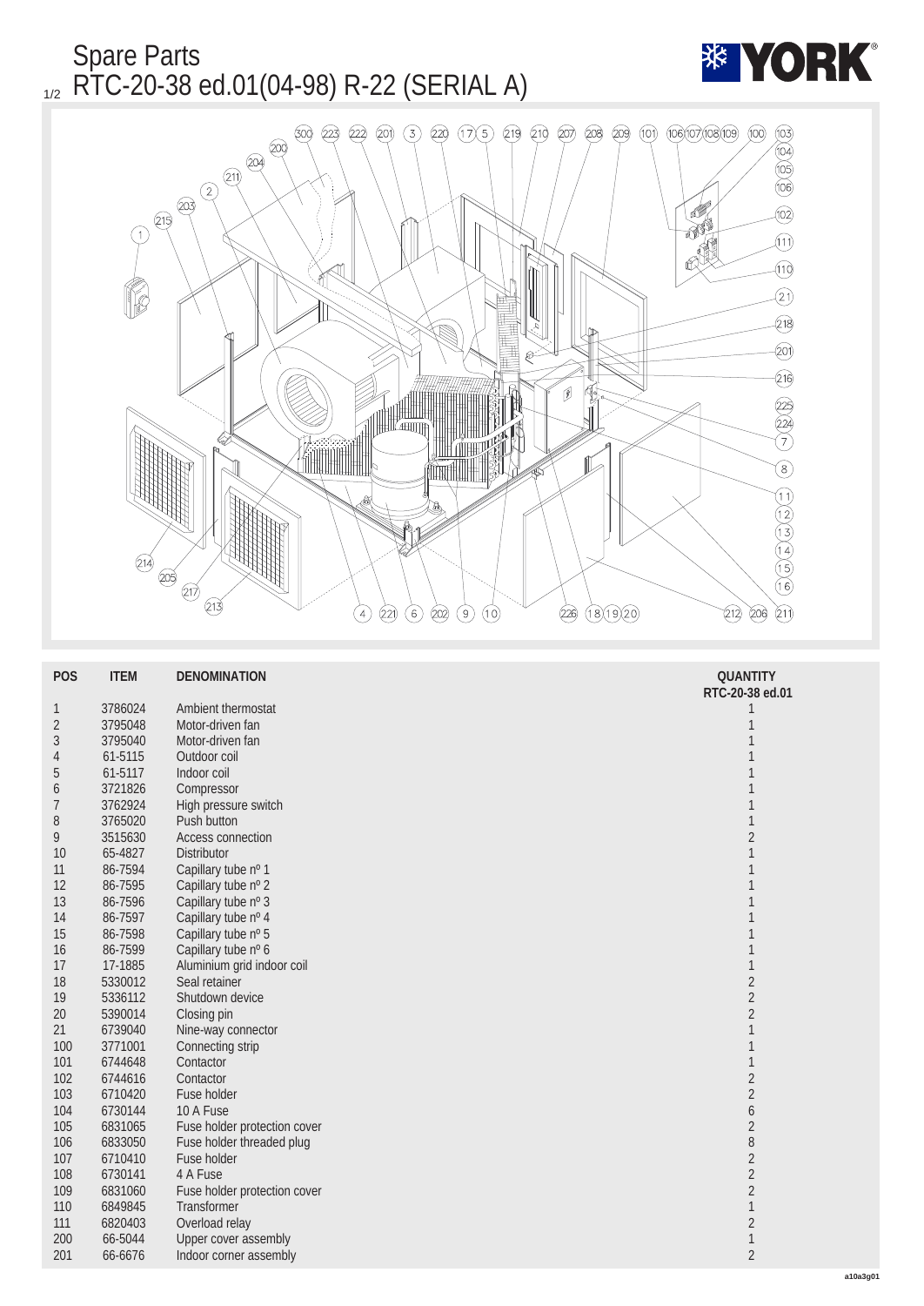# Spare Parts

## RTC-20-38 ed.01(04-98) R-22 (SERIAL A)

YORK

| POS | ITEM | DENOMINATION | QUANTITY RTC-20-38 ed.01 |
|---|---|---|---|
| 1 | 3786024 | Ambient thermostat | 1 |
| 2 | 3795048 | Motor-driven fan | 1 |
| 3 | 3795040 | Motor-driven fan | 1 |
| 4 | 61-5115 | Outdoor coil | 1 |
| 5 | 61-5117 | Indoor coil | 1 |
| 6 | 3721826 | Compressor | 1 |
| 7 | 3762924 | High pressure switch | 1 |
| 8 | 3765020 | Push button | 1 |
| 9 | 3515630 | Access connection | 2 |
| 10 | 65-4827 | Distributor | 1 |
| 11 | 86-7594 | Capillary tube nº 1 | 1 |
| 12 | 86-7595 | Capillary tube nº 2 | 1 |
| 13 | 86-7596 | Capillary tube nº 3 | 1 |
| 14 | 86-7597 | Capillary tube nº 4 | 1 |
| 15 | 86-7598 | Capillary tube nº 5 | 1 |
| 16 | 86-7599 | Capillary tube nº 6 | 1 |
| 17 | 17-1885 | Aluminium grid indoor coil | 1 |
| 18 | 5330012 | Seal retainer | 2 |
| 19 | 5336112 | Shutdown device | 2 |
| 20 | 5390014 | Closing pin | 2 |
| 21 | 6739040 | Nine-way connector | 1 |
| 100 | 3771001 | Connecting strip | 1 |
| 101 | 6744648 | Contactor | 1 |
| 102 | 6744616 | Contactor | 2 |
| 103 | 6710420 | Fuse holder | 2 |
| 104 | 6730144 | 10 A Fuse | 6 |
| 105 | 6831065 | Fuse holder protection cover | 2 |
| 106 | 6833050 | Fuse holder threaded plug | 8 |
| 107 | 6710410 | Fuse holder | 2 |
| 108 | 6730141 | 4 A Fuse | 2 |
| 109 | 6831060 | Fuse holder protection cover | 2 |
| 110 | 6849845 | Transformer | 1 |
| 111 | 6820403 | Overload relay | 2 |
| 200 | 66-5044 | Upper cover assembly | 1 |
| 201 | 66-6676 | Indoor corner assembly | 2 |

a10a3g01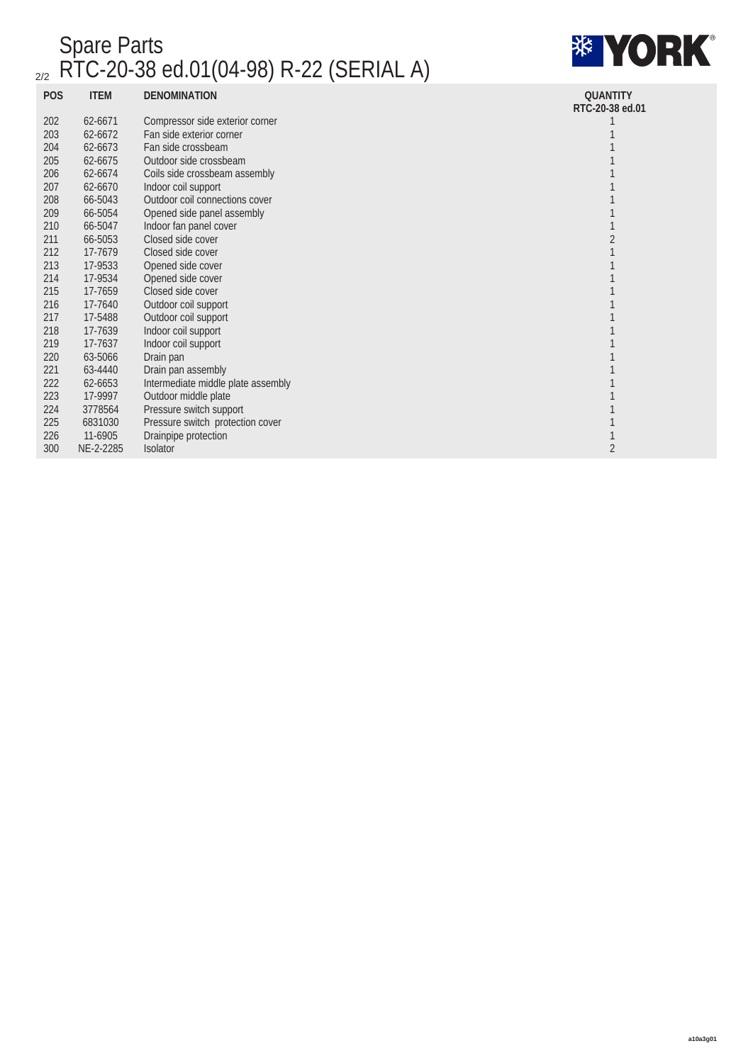# Spare Parts

## RTC-20-38 ed.01(04-98) R-22 (SERIAL A)

| POS | ITEM | DENOMINATION | QUANTITY RTC-20-38 ed.01 |
|---|---|---|---|
| 202 | 62-6671 | Compressor side exterior corner | 1 |
| 203 | 62-6672 | Fan side exterior corner | 1 |
| 204 | 62-6673 | Fan side crossbeam | 1 |
| 205 | 62-6675 | Outdoor side crossbeam | 1 |
| 206 | 62-6674 | Coils side crossbeam assembly | 1 |
| 207 | 62-6670 | Indoor coil support | 1 |
| 208 | 66-5043 | Outdoor coil connections cover | 1 |
| 209 | 66-5054 | Opened side panel assembly | 1 |
| 210 | 66-5047 | Indoor fan panel cover | 1 |
| 211 | 66-5053 | Closed side cover | 2 |
| 212 | 17-7679 | Closed side cover | 1 |
| 213 | 17-9533 | Opened side cover | 1 |
| 214 | 17-9534 | Opened side cover | 1 |
| 215 | 17-7659 | Closed side cover | 1 |
| 216 | 17-7640 | Outdoor coil support | 1 |
| 217 | 17-5488 | Outdoor coil support | 1 |
| 218 | 17-7639 | Indoor coil support | 1 |
| 219 | 17-7637 | Indoor coil support | 1 |
| 220 | 63-5066 | Drain pan | 1 |
| 221 | 63-4440 | Drain pan assembly | 1 |
| 222 | 62-6653 | Intermediate middle plate assembly | 1 |
| 223 | 17-9997 | Outdoor middle plate | 1 |
| 224 | 3778564 | Pressure switch support | 1 |
| 225 | 6831030 | Pressure switch protection cover | 1 |
| 226 | 11-6905 | Drainpipe protection | 1 |
| 300 | NE-2-2285 | Isolator | 2 |

a10a3g01